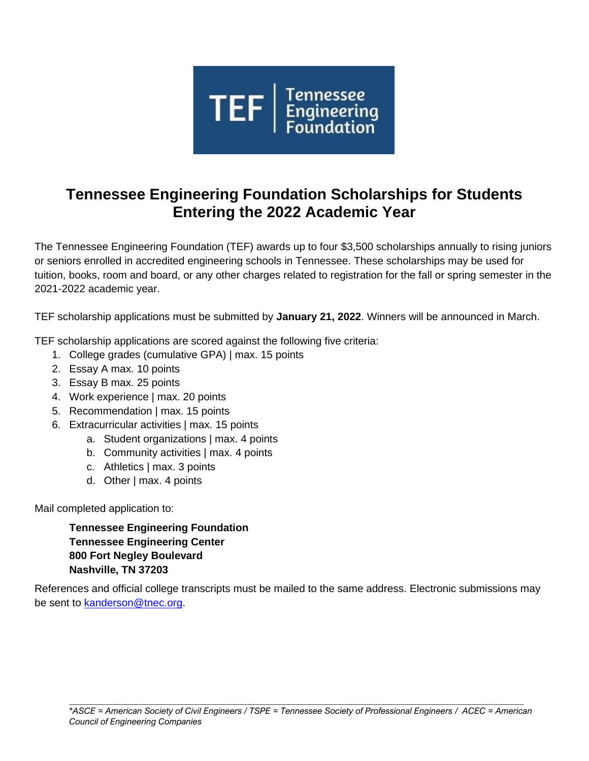# Tennessee Engineering Foundation Scholarships for Students Entering the 2022 Academic Year

The Tennessee Engineering Foundation (TEF) awards up to four $3,500 scholarships annually to rising juniors or seniors enrolled in accredited engineering schools in Tennessee. These scholarships may be used for tuition, books, room and board, or any other charges related to registration for the fall or spring semester in the 2021-2022 academic year.

TEF scholarship applications must be submitted by **January 21, 2022**. Winners will be announced in March.

TEF scholarship applications are scored against the following five criteria:

1. College grades (cumulative GPA) | max. 15 points
2. Essay A max. 10 points
3. Essay B max. 25 points
4. Work experience | max. 20 points
5. Recommendation | max. 15 points
6. Extracurricular activities | max. 15 points
   a. Student organizations | max. 4 points
   b. Community activities | max. 4 points
   c. Athletics | max. 3 points
   d. Other | max. 4 points

Mail completed application to:

**Tennessee Engineering Foundation**
**Tennessee Engineering Center**
**800 Fort Negley Boulevard**
**Nashville, TN 37203**

References and official college transcripts must be mailed to the same address. Electronic submissions may be sent to kanderson@tnec.org.

---

*\*ASCE = American Society of Civil Engineers / TSPE = Tennessee Society of Professional Engineers / ACEC = American Council of Engineering Companies*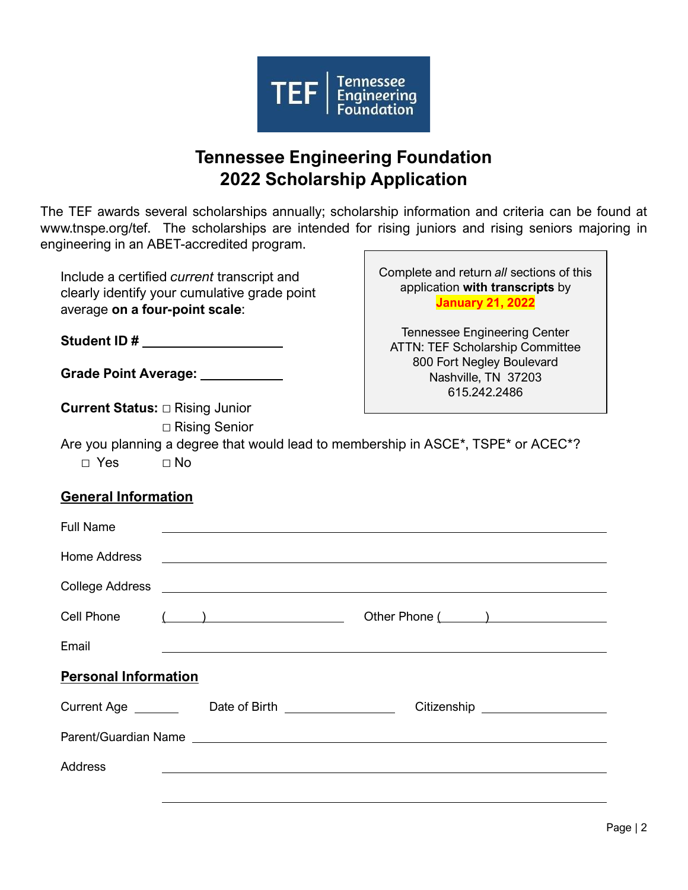TEF | Tennessee Engineering Foundation

# Tennessee Engineering Foundation
# 2022 Scholarship Application

The TEF awards several scholarships annually; scholarship information and criteria can be found at www.tnspe.org/tef. The scholarships are intended for rising juniors and rising seniors majoring in engineering in an ABET-accredited program.

Complete and return *all* sections of this application **with transcripts** by **January 21, 2022**

Tennessee Engineering Center
ATTN: TEF Scholarship Committee
800 Fort Negley Boulevard
Nashville, TN 37203
615.242.2486

Include a certified *current* transcript and clearly identify your cumulative grade point average **on a four-point scale**:

**Student ID #** ____________________

**Grade Point Average:** ____________

**Current Status:** □ Rising Junior
□ Rising Senior

Are you planning a degree that would lead to membership in ASCE*, TSPE* or ACEC*?
□ Yes □ No

## General Information

Full Name ________________________________________________

Home Address ________________________________________________

College Address ________________________________________________

Cell Phone (      ) ____________________ Other Phone (      ) ____________________

Email ________________________________________________

## Personal Information

Current Age ______ Date of Birth ______________ Citizenship ________________

Parent/Guardian Name ________________________________________________

Address ________________________________________________

________________________________________________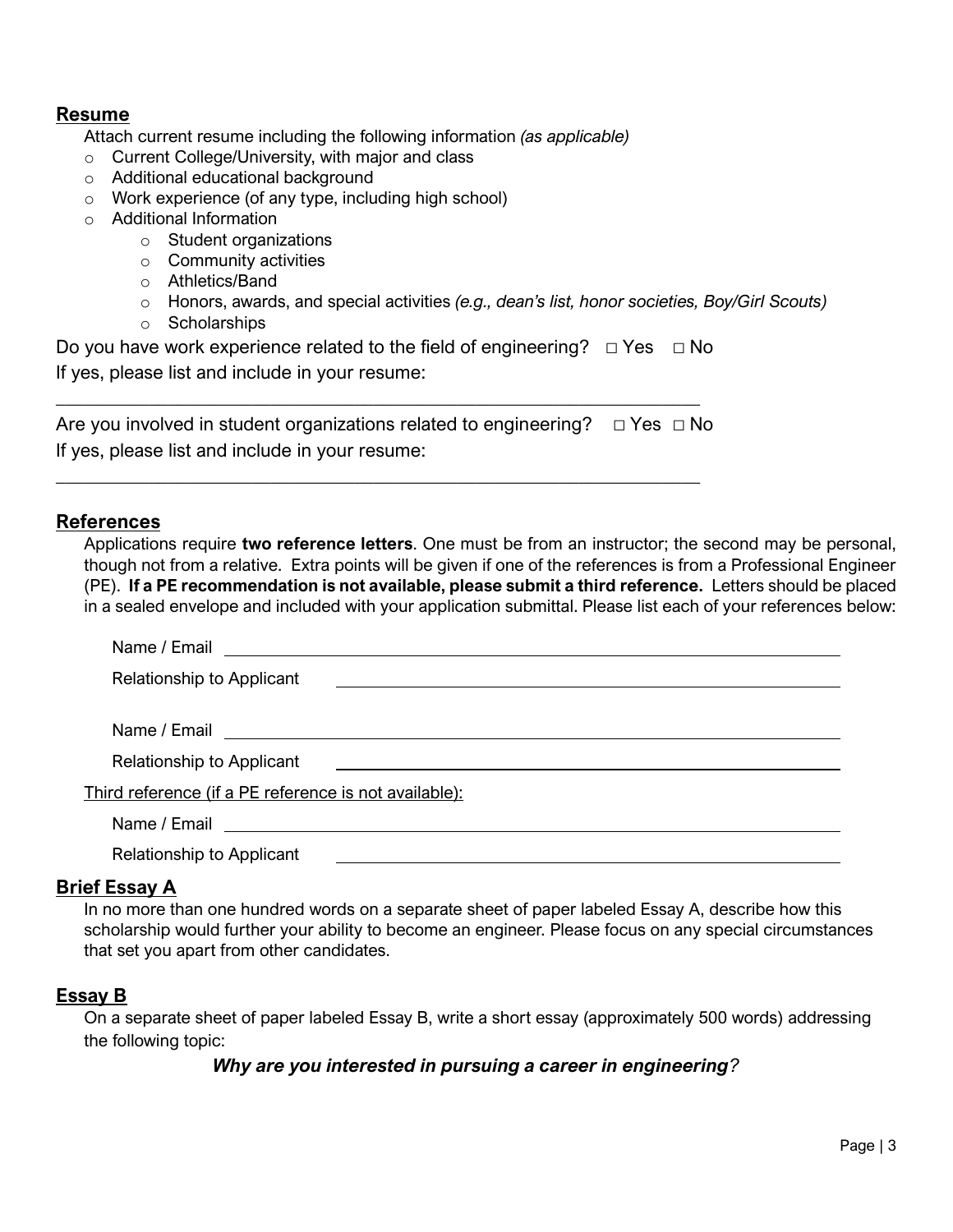## Resume

Attach current resume including the following information *(as applicable)*

- Current College/University, with major and class
- Additional educational background
- Work experience (of any type, including high school)
- Additional Information
  - Student organizations
  - Community activities
  - Athletics/Band
  - Honors, awards, and special activities *(e.g., dean's list, honor societies, Boy/Girl Scouts)*
  - Scholarships

Do you have work experience related to the field of engineering? □ Yes □ No

If yes, please list and include in your resume:

\_\_\_\_\_\_\_\_\_\_\_\_\_\_\_\_\_\_\_\_\_\_\_\_\_\_\_\_\_\_\_\_\_\_\_\_\_\_\_\_\_\_\_\_\_\_\_\_\_\_\_\_\_\_\_\_\_\_\_\_\_\_

Are you involved in student organizations related to engineering? □ Yes □ No

If yes, please list and include in your resume:

\_\_\_\_\_\_\_\_\_\_\_\_\_\_\_\_\_\_\_\_\_\_\_\_\_\_\_\_\_\_\_\_\_\_\_\_\_\_\_\_\_\_\_\_\_\_\_\_\_\_\_\_\_\_\_\_\_\_\_\_\_\_

## References

Applications require **two reference letters**. One must be from an instructor; the second may be personal, though not from a relative. Extra points will be given if one of the references is from a Professional Engineer (PE). **If a PE recommendation is not available, please submit a third reference.** Letters should be placed in a sealed envelope and included with your application submittal. Please list each of your references below:

Name / Email \_\_\_\_\_\_\_\_\_\_\_\_\_\_\_\_\_\_\_\_\_\_\_\_\_\_\_\_\_\_\_\_\_\_\_\_\_\_\_\_\_\_\_\_\_\_\_\_

Relationship to Applicant \_\_\_\_\_\_\_\_\_\_\_\_\_\_\_\_\_\_\_\_\_\_\_\_\_\_\_\_\_\_\_\_\_\_\_\_\_\_\_\_

Name / Email \_\_\_\_\_\_\_\_\_\_\_\_\_\_\_\_\_\_\_\_\_\_\_\_\_\_\_\_\_\_\_\_\_\_\_\_\_\_\_\_\_\_\_\_\_\_\_\_

Relationship to Applicant \_\_\_\_\_\_\_\_\_\_\_\_\_\_\_\_\_\_\_\_\_\_\_\_\_\_\_\_\_\_\_\_\_\_\_\_\_\_\_\_

Third reference (if a PE reference is not available):

Name / Email \_\_\_\_\_\_\_\_\_\_\_\_\_\_\_\_\_\_\_\_\_\_\_\_\_\_\_\_\_\_\_\_\_\_\_\_\_\_\_\_\_\_\_\_\_\_\_\_

Relationship to Applicant \_\_\_\_\_\_\_\_\_\_\_\_\_\_\_\_\_\_\_\_\_\_\_\_\_\_\_\_\_\_\_\_\_\_\_\_\_\_\_\_

## Brief Essay A

In no more than one hundred words on a separate sheet of paper labeled Essay A, describe how this scholarship would further your ability to become an engineer. Please focus on any special circumstances that set you apart from other candidates.

## Essay B

On a separate sheet of paper labeled Essay B, write a short essay (approximately 500 words) addressing the following topic:

***Why are you interested in pursuing a career in engineering?***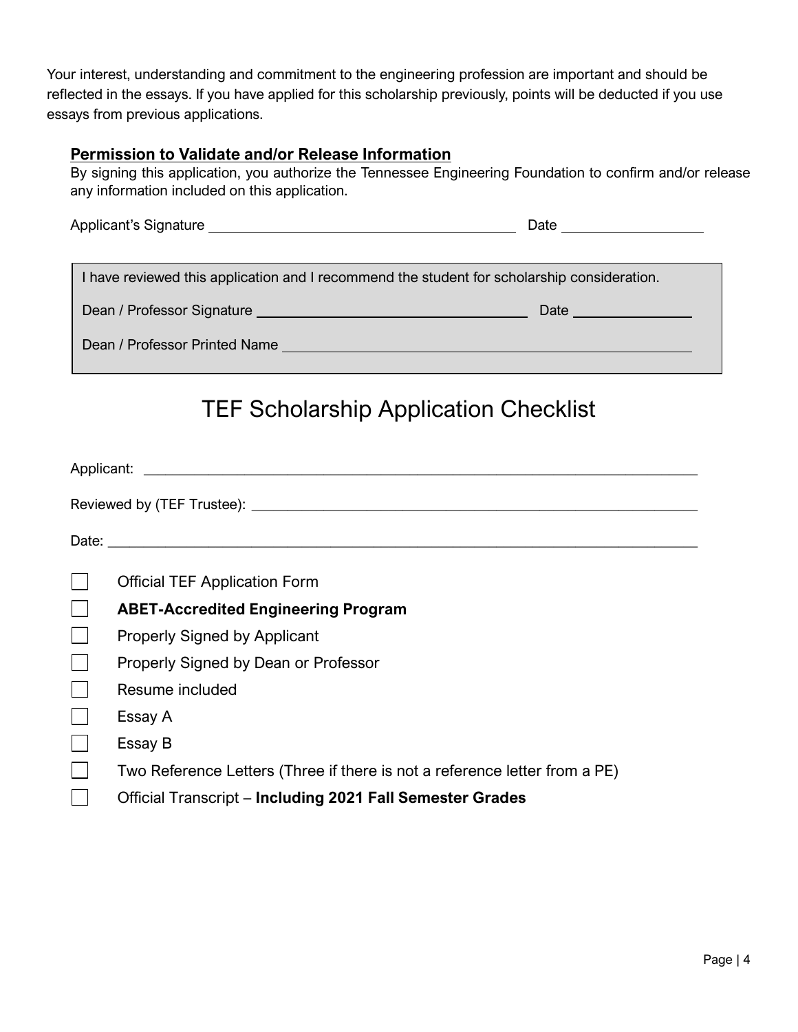Your interest, understanding and commitment to the engineering profession are important and should be reflected in the essays. If you have applied for this scholarship previously, points will be deducted if you use essays from previous applications.

**Permission to Validate and/or Release Information**

By signing this application, you authorize the Tennessee Engineering Foundation to confirm and/or release any information included on this application.

Applicant's Signature ______________________________ Date ______________

> I have reviewed this application and I recommend the student for scholarship consideration.
>
> Dean / Professor Signature ______________________________ Date ______________
>
> Dean / Professor Printed Name ______________________________________________

# TEF Scholarship Application Checklist

Applicant: ____________________________________________________________

Reviewed by (TEF Trustee): ______________________________________________

Date: ________________________________________________________________

- ☐ Official TEF Application Form
- ☐ **ABET-Accredited Engineering Program**
- ☐ Properly Signed by Applicant
- ☐ Properly Signed by Dean or Professor
- ☐ Resume included
- ☐ Essay A
- ☐ Essay B
- ☐ Two Reference Letters (Three if there is not a reference letter from a PE)
- ☐ Official Transcript – **Including 2021 Fall Semester Grades**